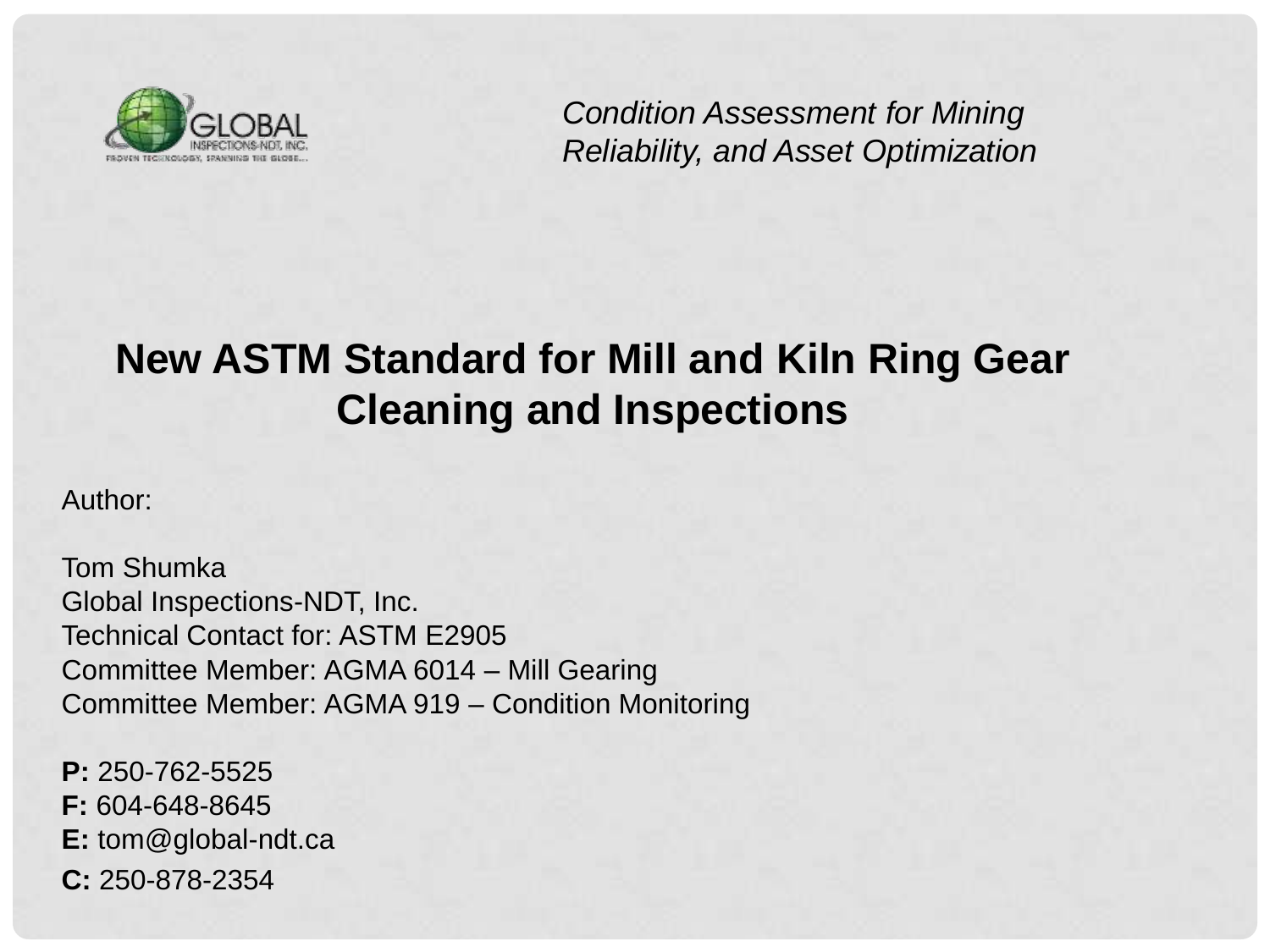*Condition Assessment for Mining Reliability, and Asset Optimization*

# New ASTM Standard for Mill and Kiln Ring Gear Cleaning and Inspections

Author:

Tom Shumka
Global Inspections-NDT, Inc.
Technical Contact for: ASTM E2905
Committee Member: AGMA 6014 – Mill Gearing
Committee Member: AGMA 919 – Condition Monitoring

**P:** 250-762-5525
**F:** 604-648-8645
**E:** tom@global-ndt.ca
**C:** 250-878-2354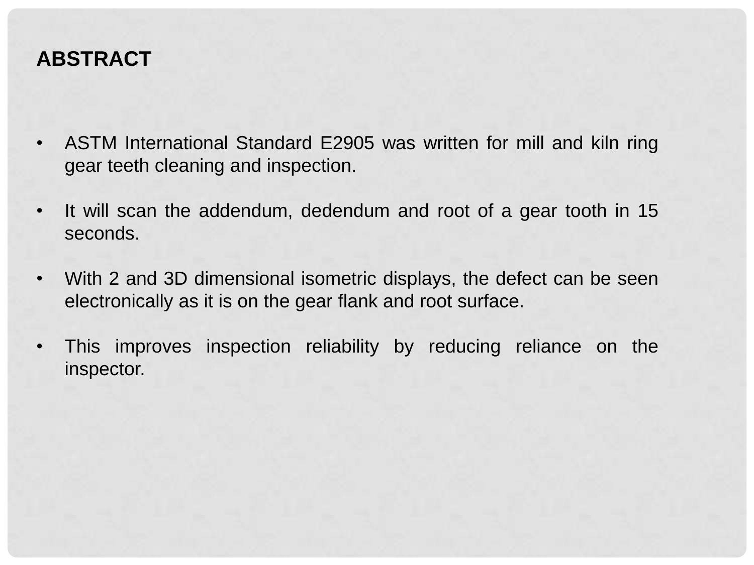## ABSTRACT

- ASTM International Standard E2905 was written for mill and kiln ring gear teeth cleaning and inspection.

- It will scan the addendum, dedendum and root of a gear tooth in 15 seconds.

- With 2 and 3D dimensional isometric displays, the defect can be seen electronically as it is on the gear flank and root surface.

- This improves inspection reliability by reducing reliance on the inspector.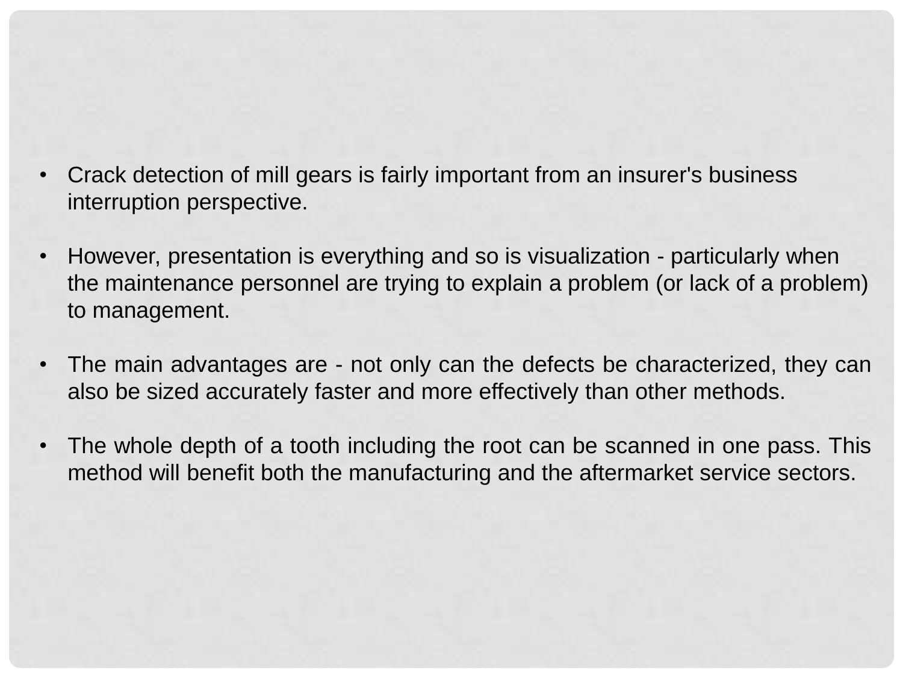- Crack detection of mill gears is fairly important from an insurer's business interruption perspective.

- However, presentation is everything and so is visualization - particularly when the maintenance personnel are trying to explain a problem (or lack of a problem) to management.

- The main advantages are - not only can the defects be characterized, they can also be sized accurately faster and more effectively than other methods.

- The whole depth of a tooth including the root can be scanned in one pass. This method will benefit both the manufacturing and the aftermarket service sectors.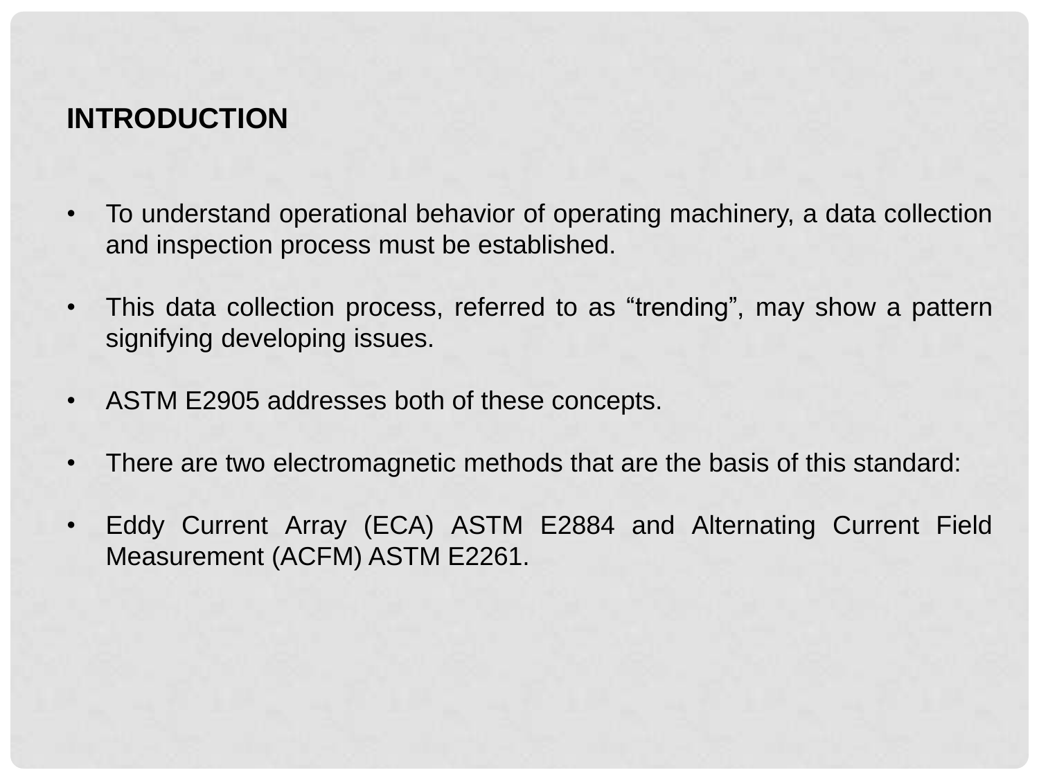## INTRODUCTION

- To understand operational behavior of operating machinery, a data collection and inspection process must be established.

- This data collection process, referred to as “trending”, may show a pattern signifying developing issues.

- ASTM E2905 addresses both of these concepts.

- There are two electromagnetic methods that are the basis of this standard:

- Eddy Current Array (ECA) ASTM E2884 and Alternating Current Field Measurement (ACFM) ASTM E2261.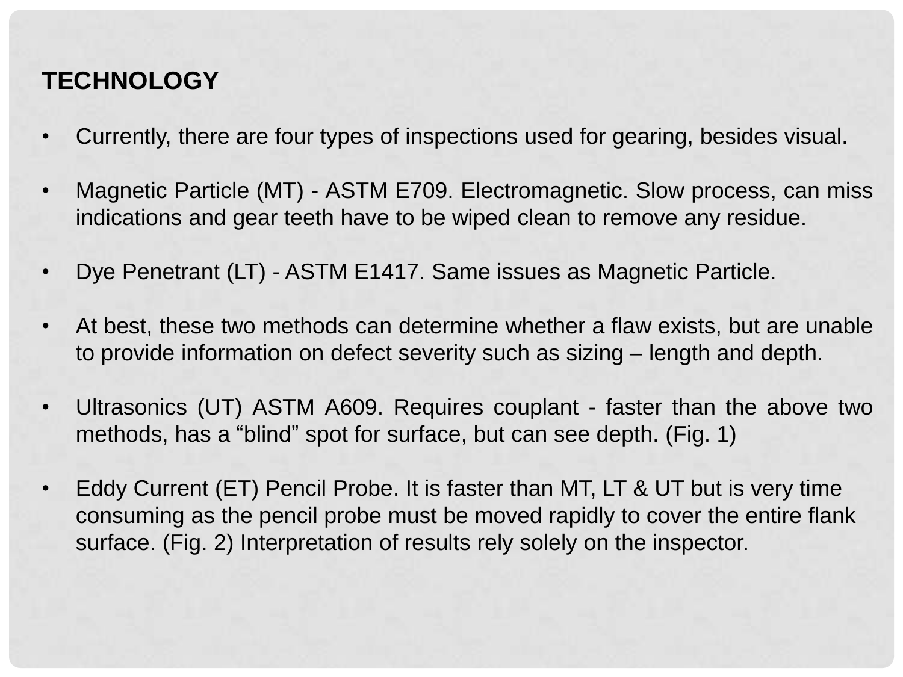## TECHNOLOGY

- Currently, there are four types of inspections used for gearing, besides visual.

- Magnetic Particle (MT) - ASTM E709. Electromagnetic. Slow process, can miss indications and gear teeth have to be wiped clean to remove any residue.

- Dye Penetrant (LT) - ASTM E1417. Same issues as Magnetic Particle.

- At best, these two methods can determine whether a flaw exists, but are unable to provide information on defect severity such as sizing – length and depth.

- Ultrasonics (UT) ASTM A609. Requires couplant - faster than the above two methods, has a “blind” spot for surface, but can see depth. (Fig. 1)

- Eddy Current (ET) Pencil Probe. It is faster than MT, LT & UT but is very time consuming as the pencil probe must be moved rapidly to cover the entire flank surface. (Fig. 2) Interpretation of results rely solely on the inspector.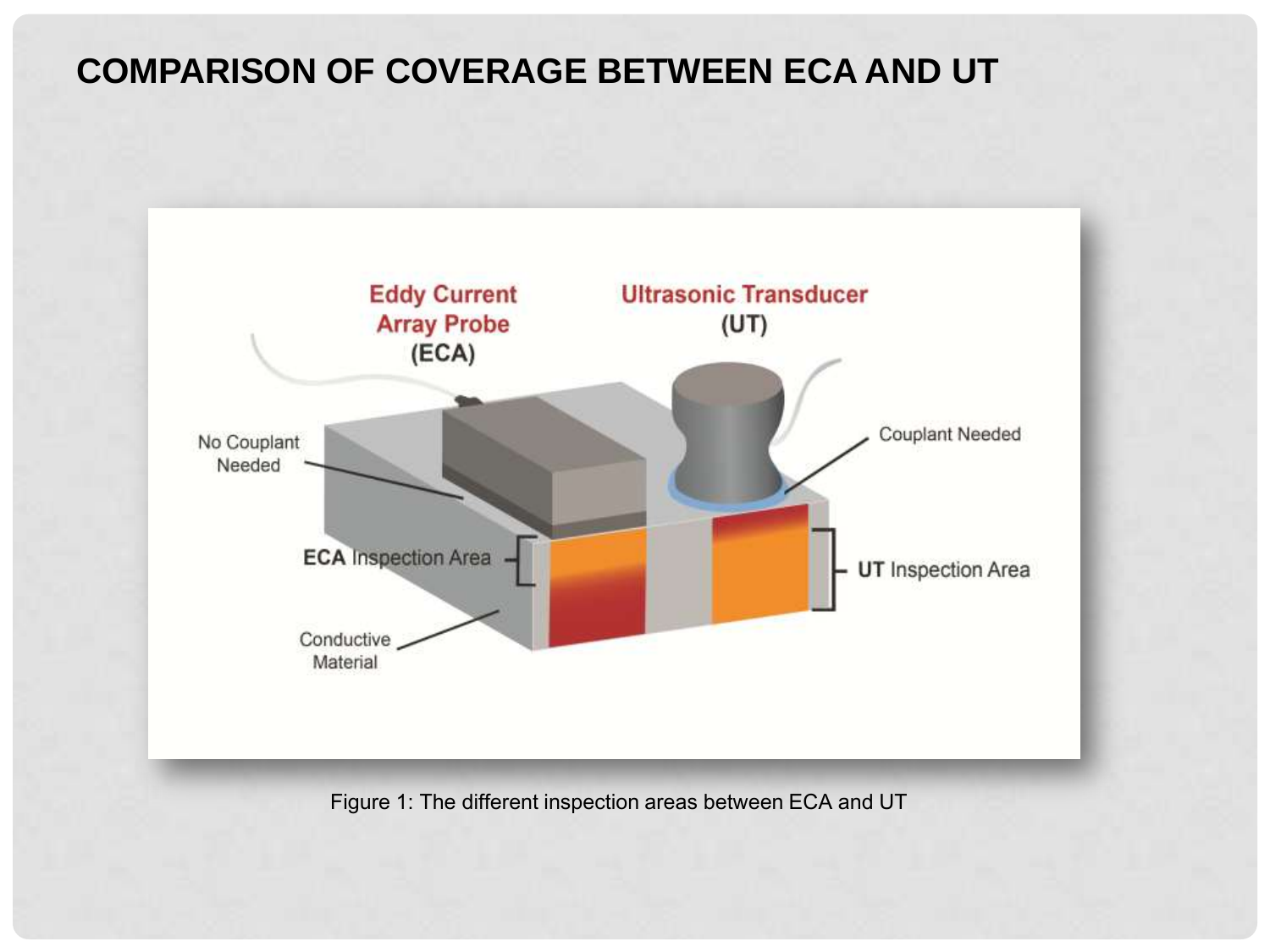# COMPARISON OF COVERAGE BETWEEN ECA AND UT

Figure 1: The different inspection areas between ECA and UT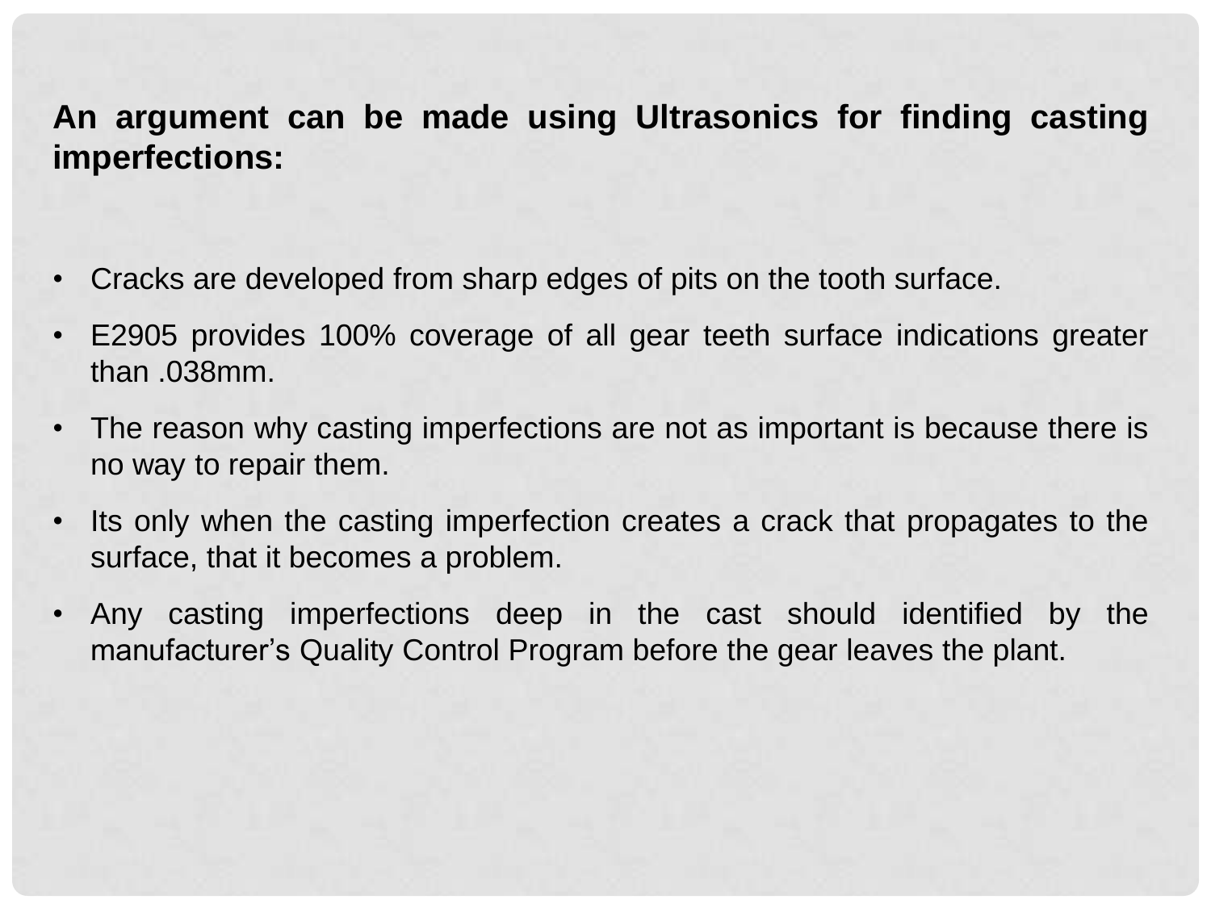**An argument can be made using Ultrasonics for finding casting imperfections:**

- Cracks are developed from sharp edges of pits on the tooth surface.
- E2905 provides 100% coverage of all gear teeth surface indications greater than .038mm.
- The reason why casting imperfections are not as important is because there is no way to repair them.
- Its only when the casting imperfection creates a crack that propagates to the surface, that it becomes a problem.
- Any casting imperfections deep in the cast should identified by the manufacturer’s Quality Control Program before the gear leaves the plant.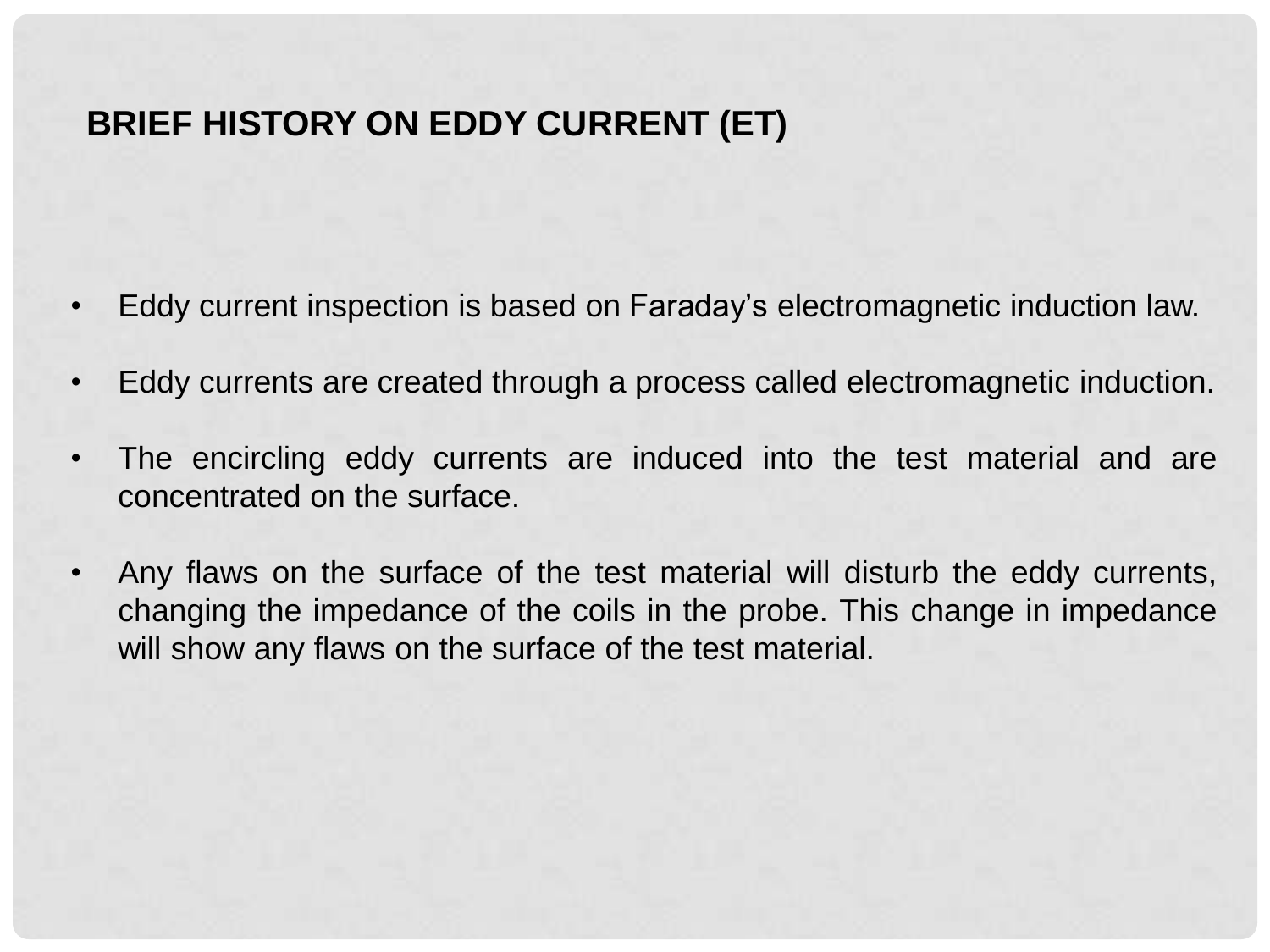## BRIEF HISTORY ON EDDY CURRENT (ET)

- Eddy current inspection is based on Faraday's electromagnetic induction law.
- Eddy currents are created through a process called electromagnetic induction.
- The encircling eddy currents are induced into the test material and are concentrated on the surface.
- Any flaws on the surface of the test material will disturb the eddy currents, changing the impedance of the coils in the probe. This change in impedance will show any flaws on the surface of the test material.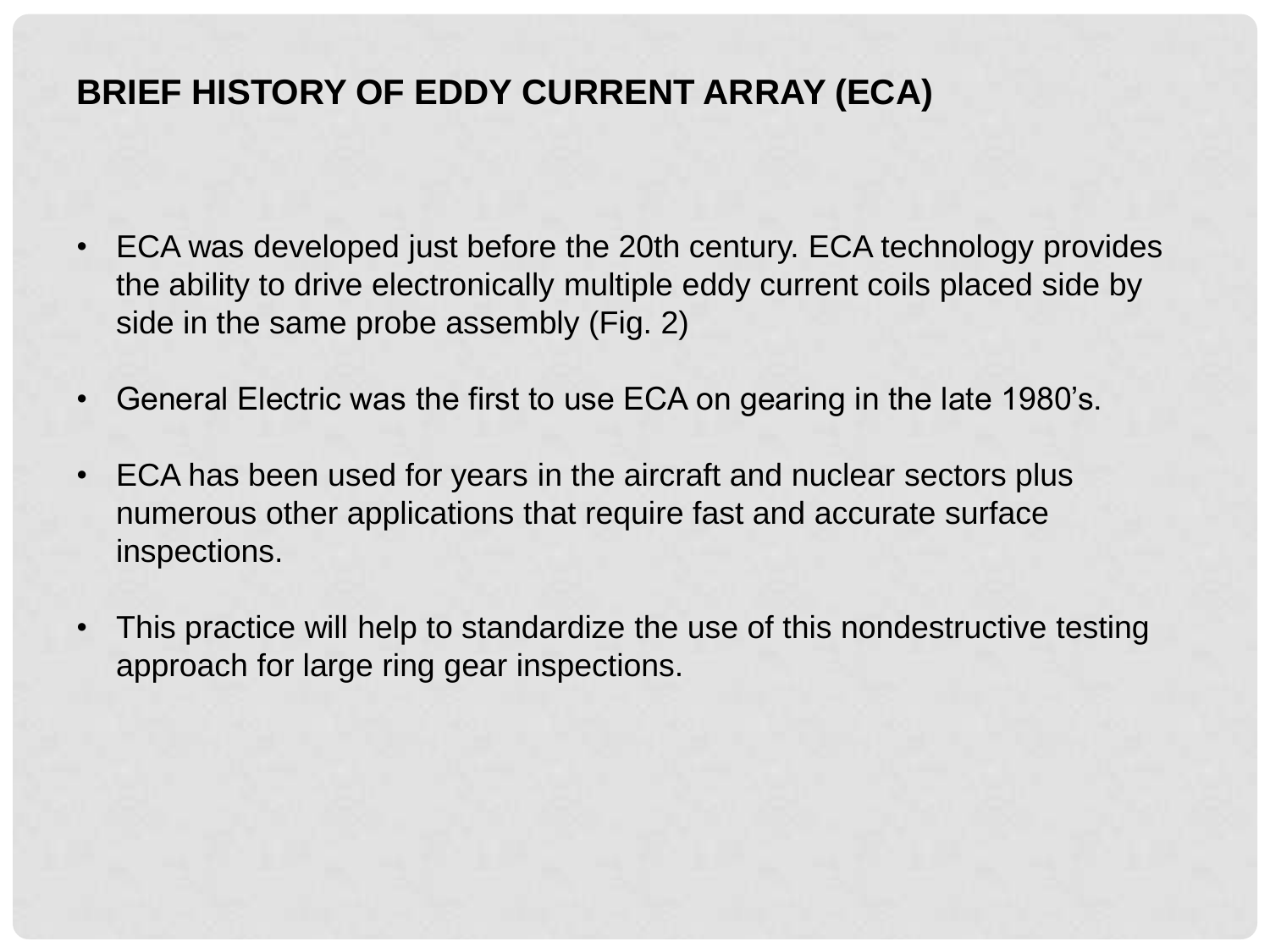# BRIEF HISTORY OF EDDY CURRENT ARRAY (ECA)

- ECA was developed just before the 20th century. ECA technology provides the ability to drive electronically multiple eddy current coils placed side by side in the same probe assembly (Fig. 2)
- General Electric was the first to use ECA on gearing in the late 1980’s.
- ECA has been used for years in the aircraft and nuclear sectors plus numerous other applications that require fast and accurate surface inspections.
- This practice will help to standardize the use of this nondestructive testing approach for large ring gear inspections.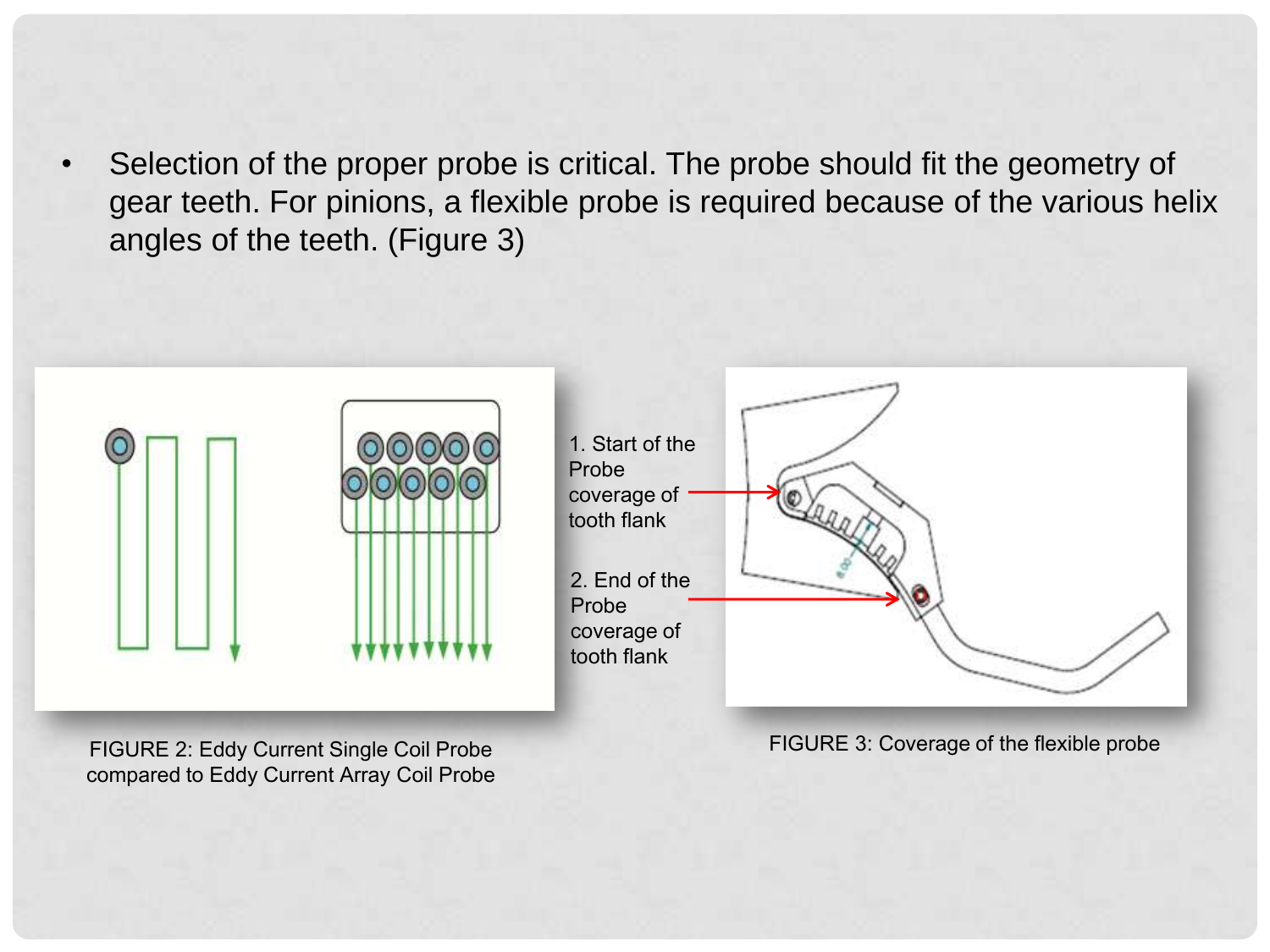- Selection of the proper probe is critical. The probe should fit the geometry of gear teeth. For pinions, a flexible probe is required because of the various helix angles of the teeth. (Figure 3)

FIGURE 2: Eddy Current Single Coil Probe compared to Eddy Current Array Coil Probe

1. Start of the Probe coverage of tooth flank

2. End of the Probe coverage of tooth flank

FIGURE 3: Coverage of the flexible probe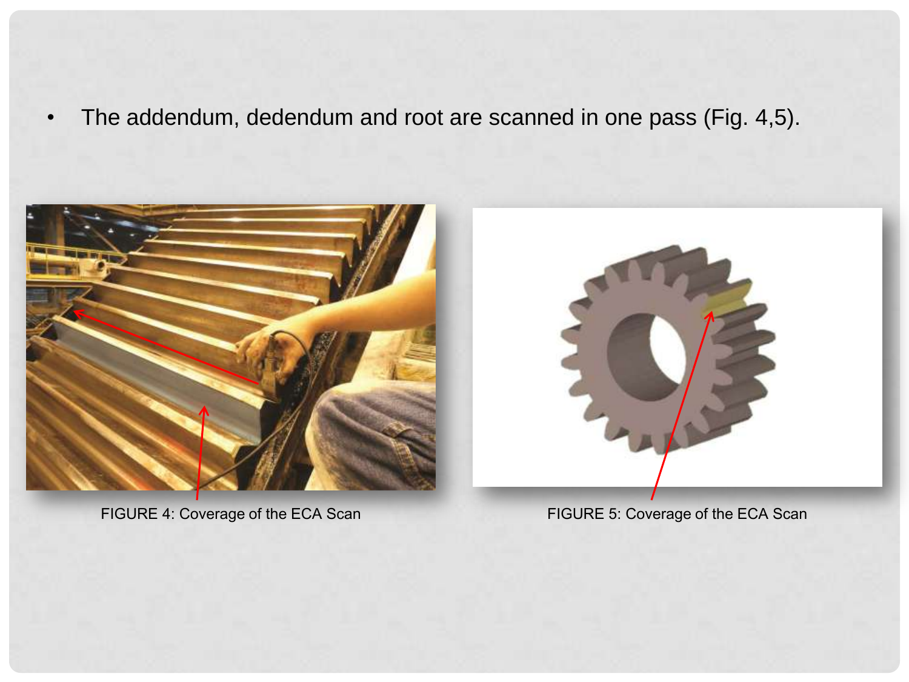- The addendum, dedendum and root are scanned in one pass (Fig. 4,5).

FIGURE 4: Coverage of the ECA Scan

FIGURE 5: Coverage of the ECA Scan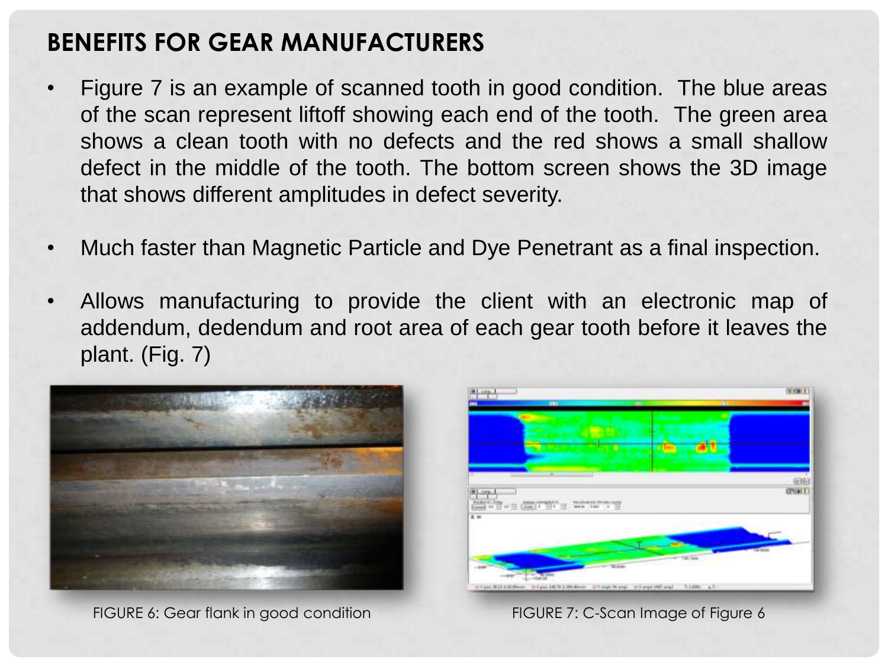## BENEFITS FOR GEAR MANUFACTURERS

- Figure 7 is an example of scanned tooth in good condition. The blue areas of the scan represent liftoff showing each end of the tooth. The green area shows a clean tooth with no defects and the red shows a small shallow defect in the middle of the tooth. The bottom screen shows the 3D image that shows different amplitudes in defect severity.

- Much faster than Magnetic Particle and Dye Penetrant as a final inspection.

- Allows manufacturing to provide the client with an electronic map of addendum, dedendum and root area of each gear tooth before it leaves the plant. (Fig. 7)

FIGURE 6: Gear flank in good condition

FIGURE 7: C-Scan Image of Figure 6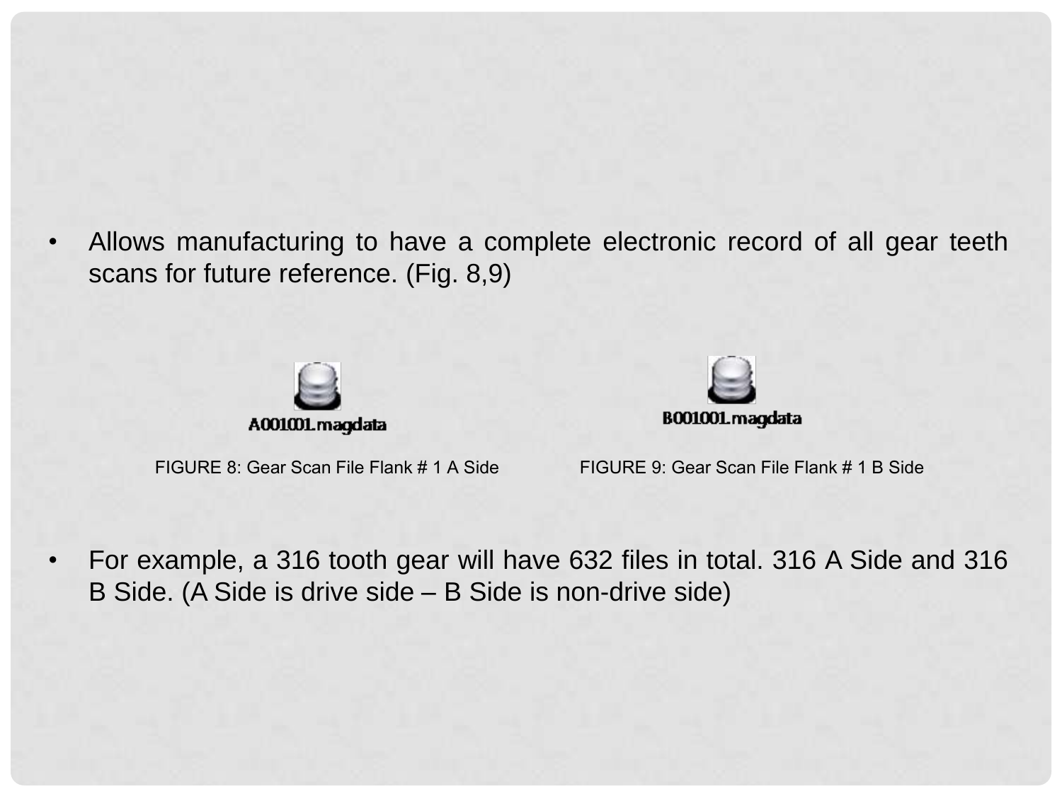- Allows manufacturing to have a complete electronic record of all gear teeth scans for future reference. (Fig. 8,9)

A001001.magdata

FIGURE 8: Gear Scan File Flank # 1 A Side

B001001.magdata

FIGURE 9: Gear Scan File Flank # 1 B Side

- For example, a 316 tooth gear will have 632 files in total. 316 A Side and 316 B Side. (A Side is drive side – B Side is non-drive side)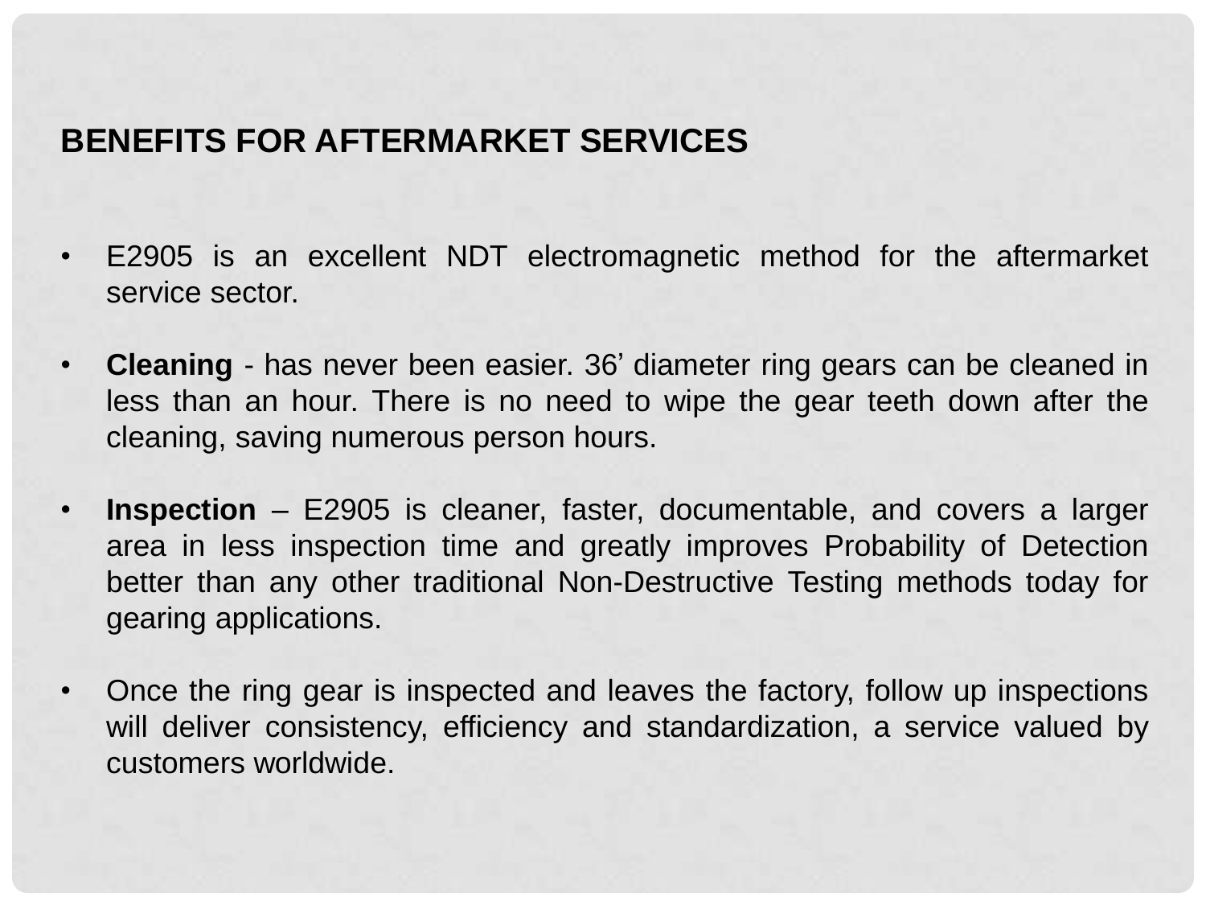## BENEFITS FOR AFTERMARKET SERVICES

- E2905 is an excellent NDT electromagnetic method for the aftermarket service sector.
- **Cleaning** - has never been easier. 36’ diameter ring gears can be cleaned in less than an hour. There is no need to wipe the gear teeth down after the cleaning, saving numerous person hours.
- **Inspection** – E2905 is cleaner, faster, documentable, and covers a larger area in less inspection time and greatly improves Probability of Detection better than any other traditional Non-Destructive Testing methods today for gearing applications.
- Once the ring gear is inspected and leaves the factory, follow up inspections will deliver consistency, efficiency and standardization, a service valued by customers worldwide.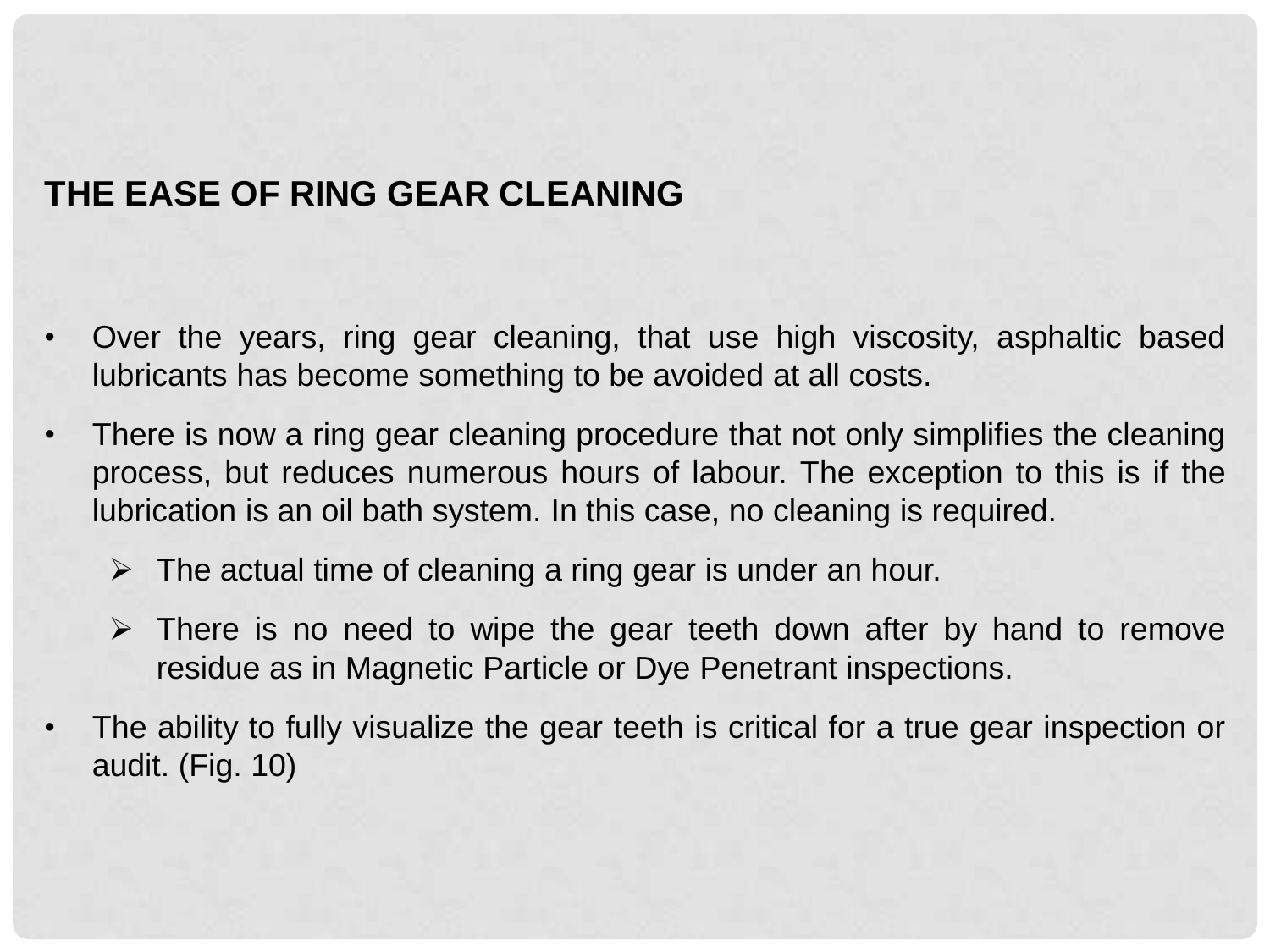## THE EASE OF RING GEAR CLEANING

- Over the years, ring gear cleaning, that use high viscosity, asphaltic based lubricants has become something to be avoided at all costs.
- There is now a ring gear cleaning procedure that not only simplifies the cleaning process, but reduces numerous hours of labour. The exception to this is if the lubrication is an oil bath system. In this case, no cleaning is required.
  - The actual time of cleaning a ring gear is under an hour.
  - There is no need to wipe the gear teeth down after by hand to remove residue as in Magnetic Particle or Dye Penetrant inspections.
- The ability to fully visualize the gear teeth is critical for a true gear inspection or audit. (Fig. 10)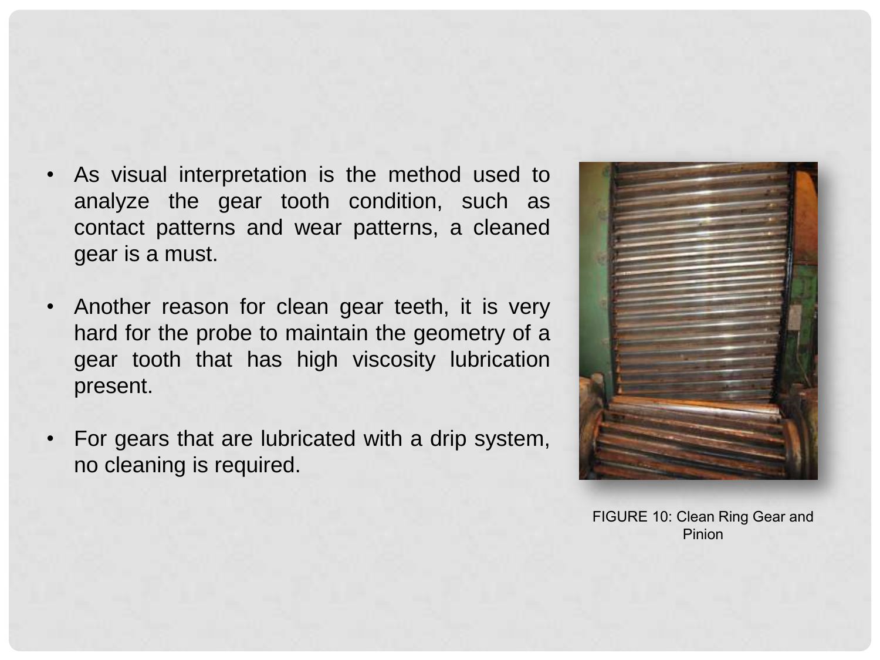- As visual interpretation is the method used to analyze the gear tooth condition, such as contact patterns and wear patterns, a cleaned gear is a must.

- Another reason for clean gear teeth, it is very hard for the probe to maintain the geometry of a gear tooth that has high viscosity lubrication present.

- For gears that are lubricated with a drip system, no cleaning is required.

FIGURE 10: Clean Ring Gear and Pinion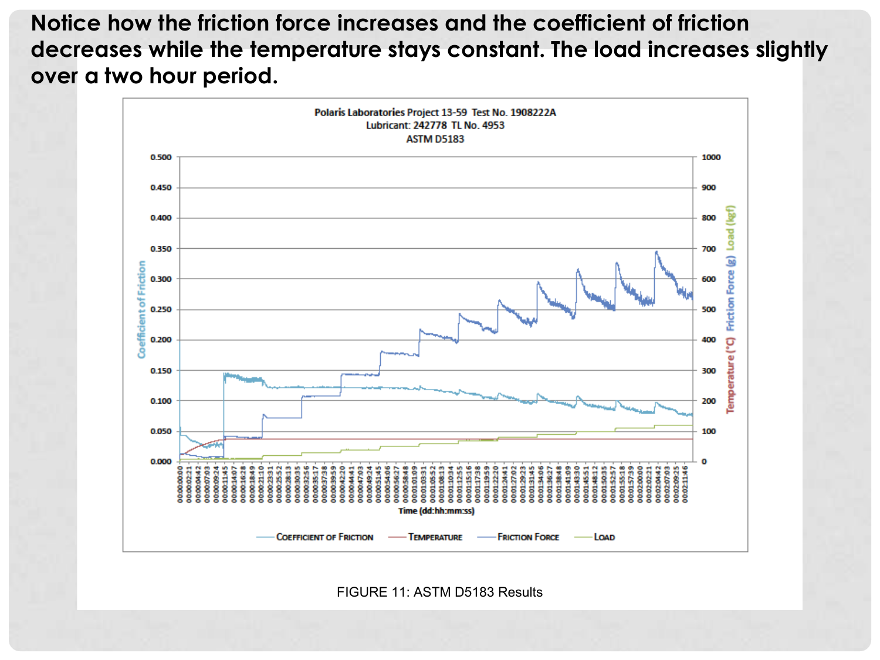**Notice how the friction force increases and the coefficient of friction decreases while the temperature stays constant. The load increases slightly over a two hour period.**

FIGURE 11: ASTM D5183 Results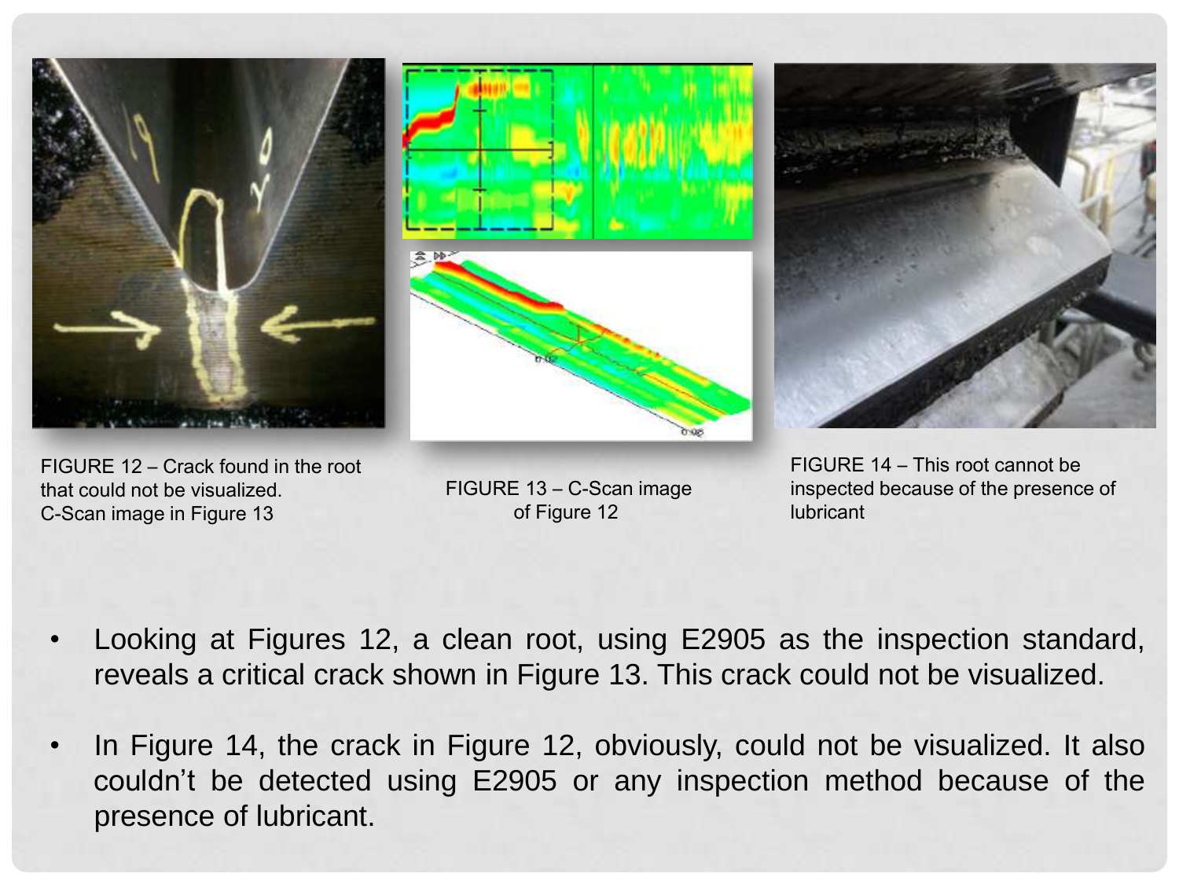FIGURE 12 – Crack found in the root that could not be visualized. C-Scan image in Figure 13

FIGURE 13 – C-Scan image of Figure 12

FIGURE 14 – This root cannot be inspected because of the presence of lubricant

- Looking at Figures 12, a clean root, using E2905 as the inspection standard, reveals a critical crack shown in Figure 13. This crack could not be visualized.
- In Figure 14, the crack in Figure 12, obviously, could not be visualized. It also couldn't be detected using E2905 or any inspection method because of the presence of lubricant.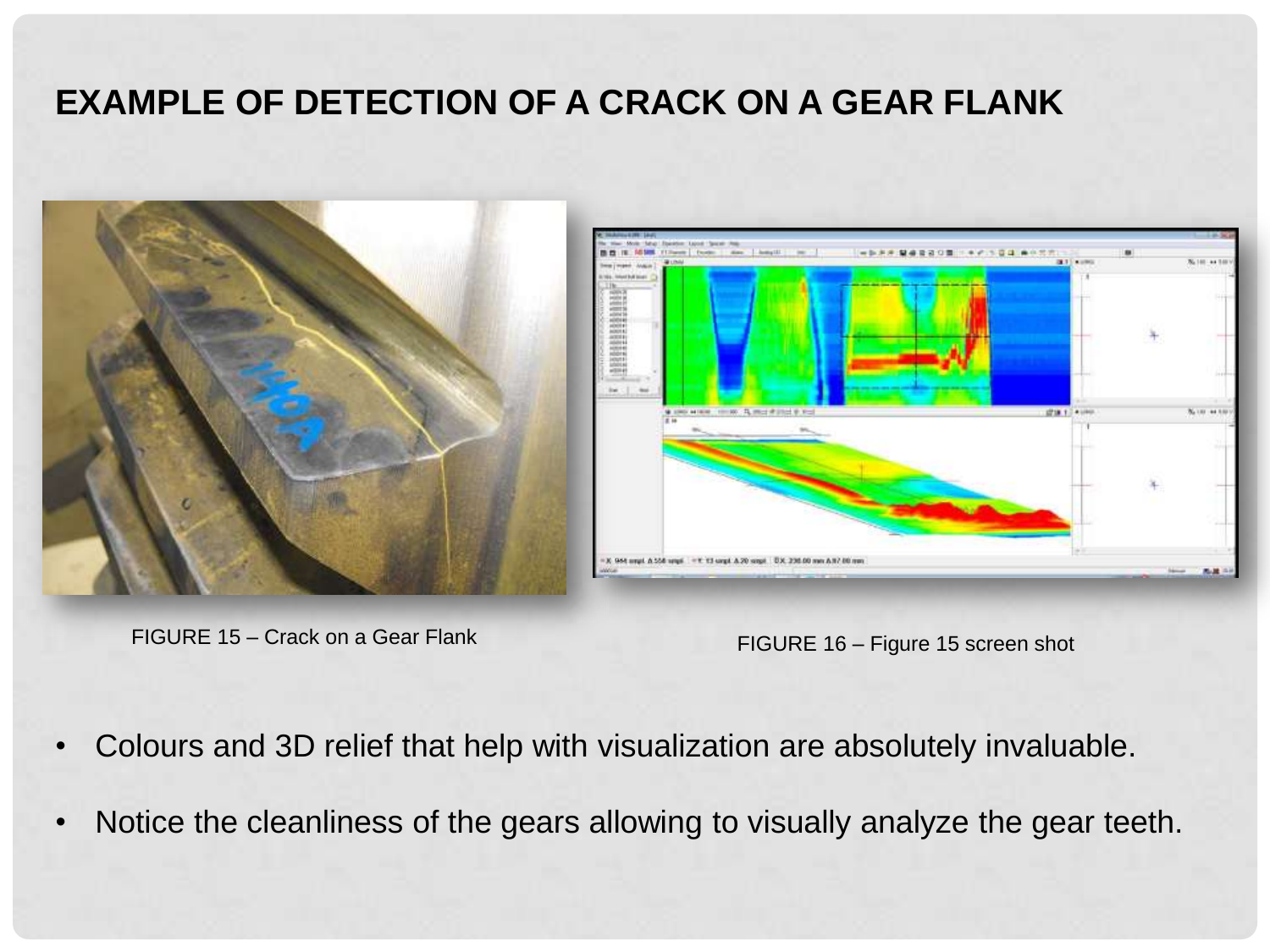# EXAMPLE OF DETECTION OF A CRACK ON A GEAR FLANK

FIGURE 15 – Crack on a Gear Flank

FIGURE 16 – Figure 15 screen shot

- Colours and 3D relief that help with visualization are absolutely invaluable.
- Notice the cleanliness of the gears allowing to visually analyze the gear teeth.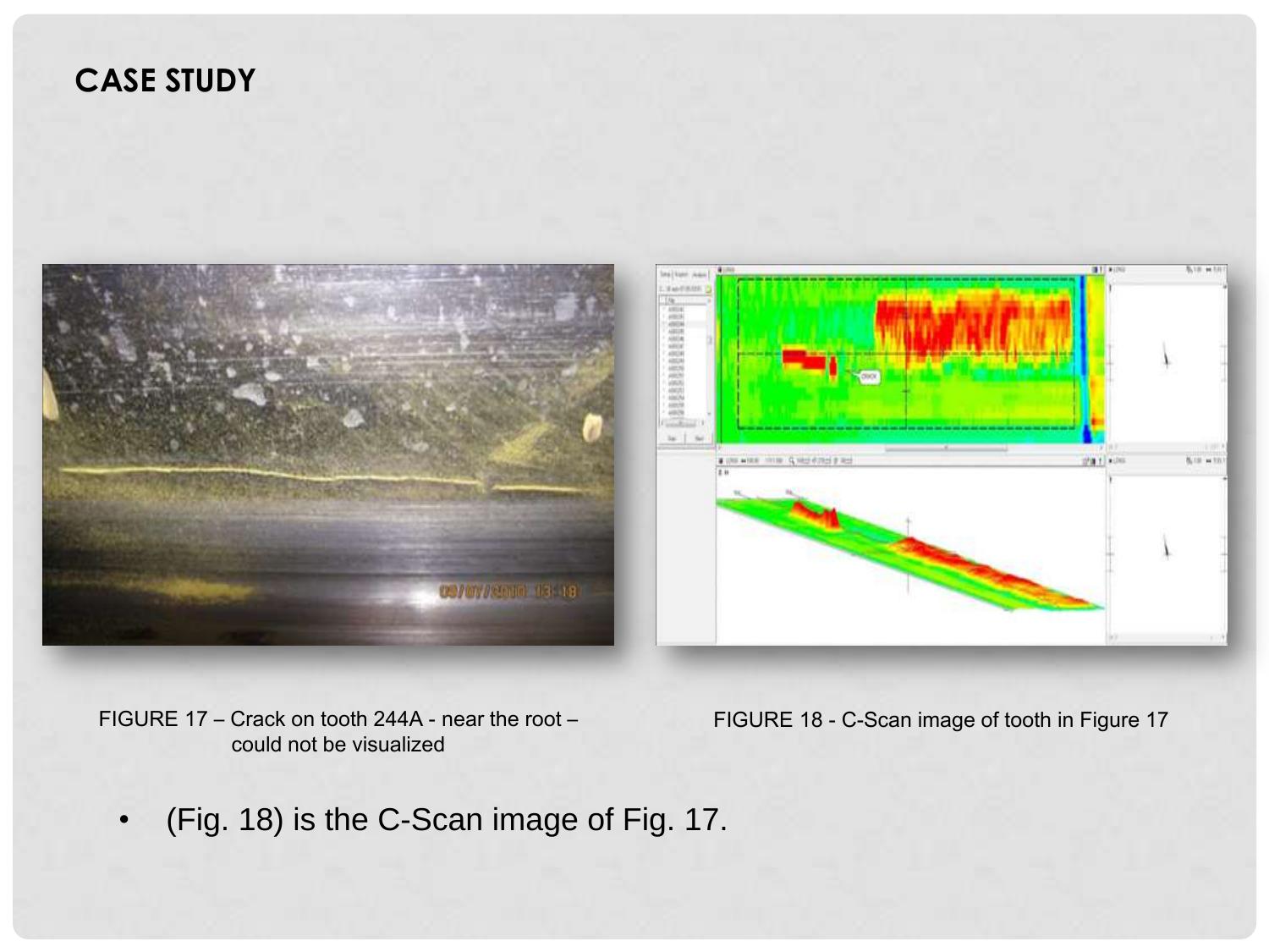## CASE STUDY

FIGURE 17 – Crack on tooth 244A - near the root – could not be visualized

FIGURE 18 - C-Scan image of tooth in Figure 17

- (Fig. 18) is the C-Scan image of Fig. 17.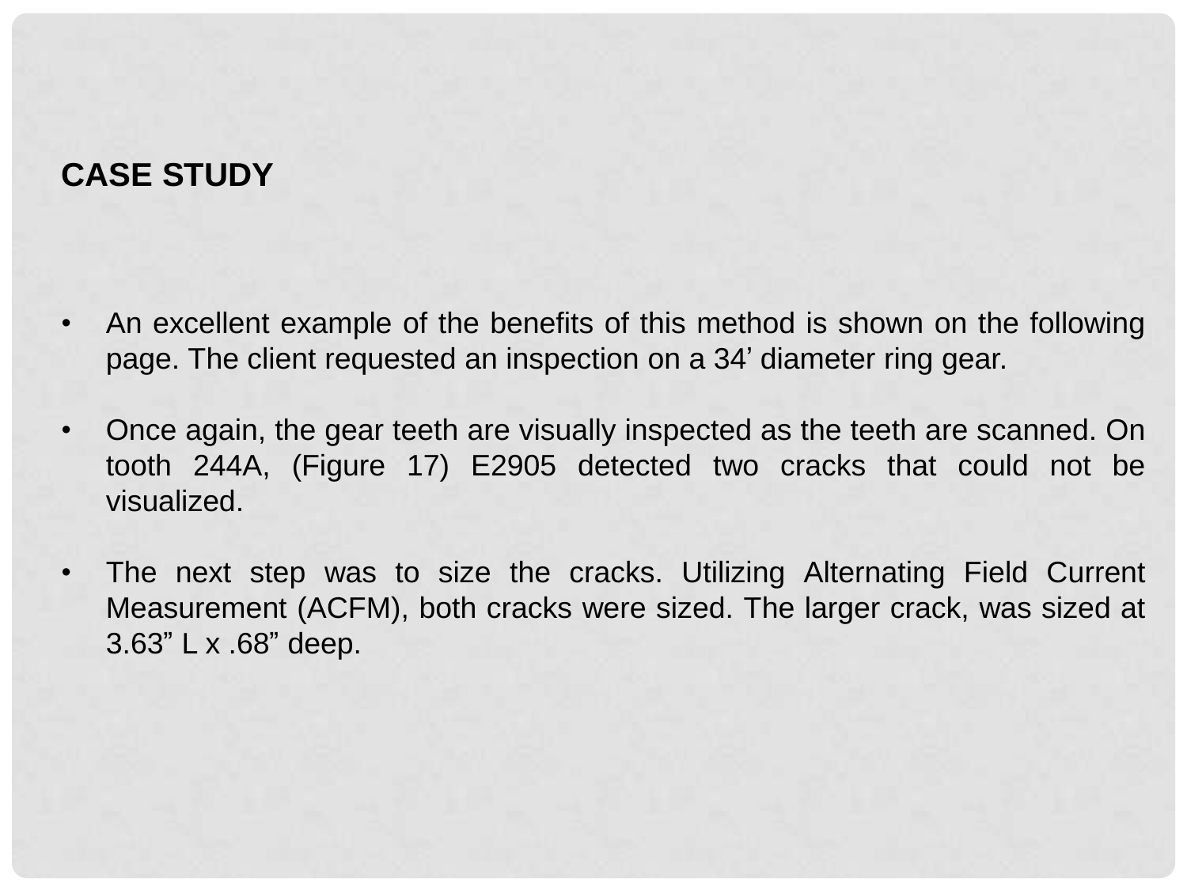## CASE STUDY

- An excellent example of the benefits of this method is shown on the following page. The client requested an inspection on a 34’ diameter ring gear.

- Once again, the gear teeth are visually inspected as the teeth are scanned. On tooth 244A, (Figure 17) E2905 detected two cracks that could not be visualized.

- The next step was to size the cracks. Utilizing Alternating Field Current Measurement (ACFM), both cracks were sized. The larger crack, was sized at 3.63” L x .68” deep.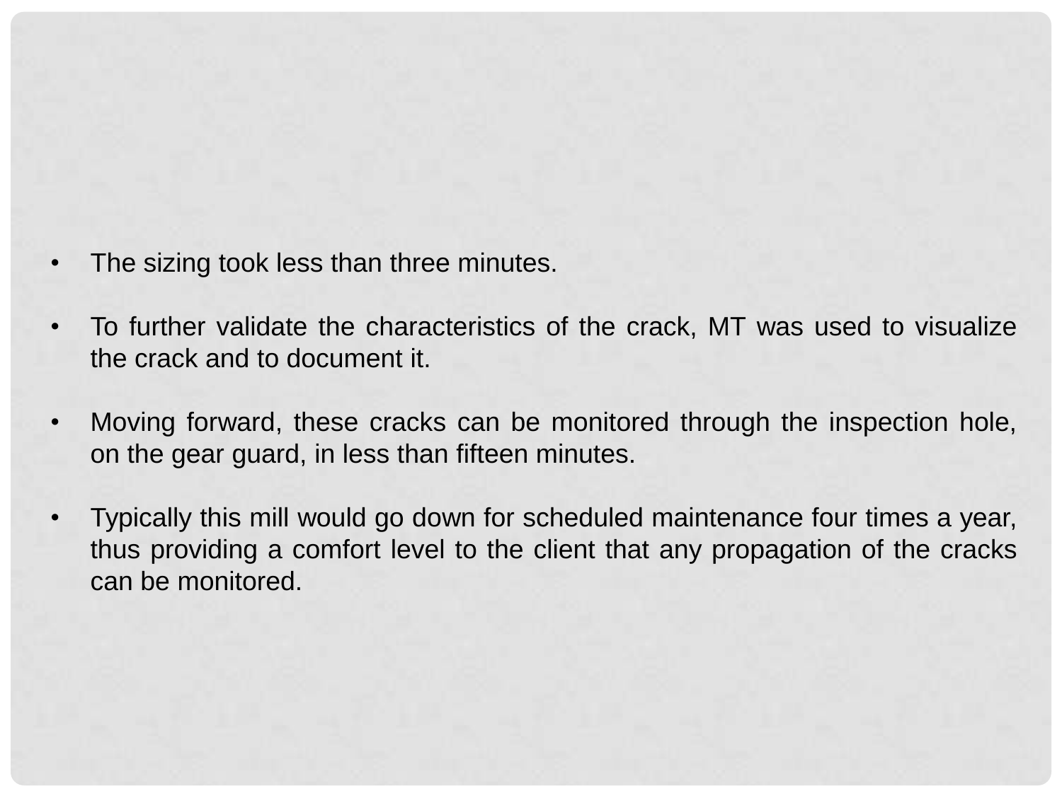- The sizing took less than three minutes.

- To further validate the characteristics of the crack, MT was used to visualize the crack and to document it.

- Moving forward, these cracks can be monitored through the inspection hole, on the gear guard, in less than fifteen minutes.

- Typically this mill would go down for scheduled maintenance four times a year, thus providing a comfort level to the client that any propagation of the cracks can be monitored.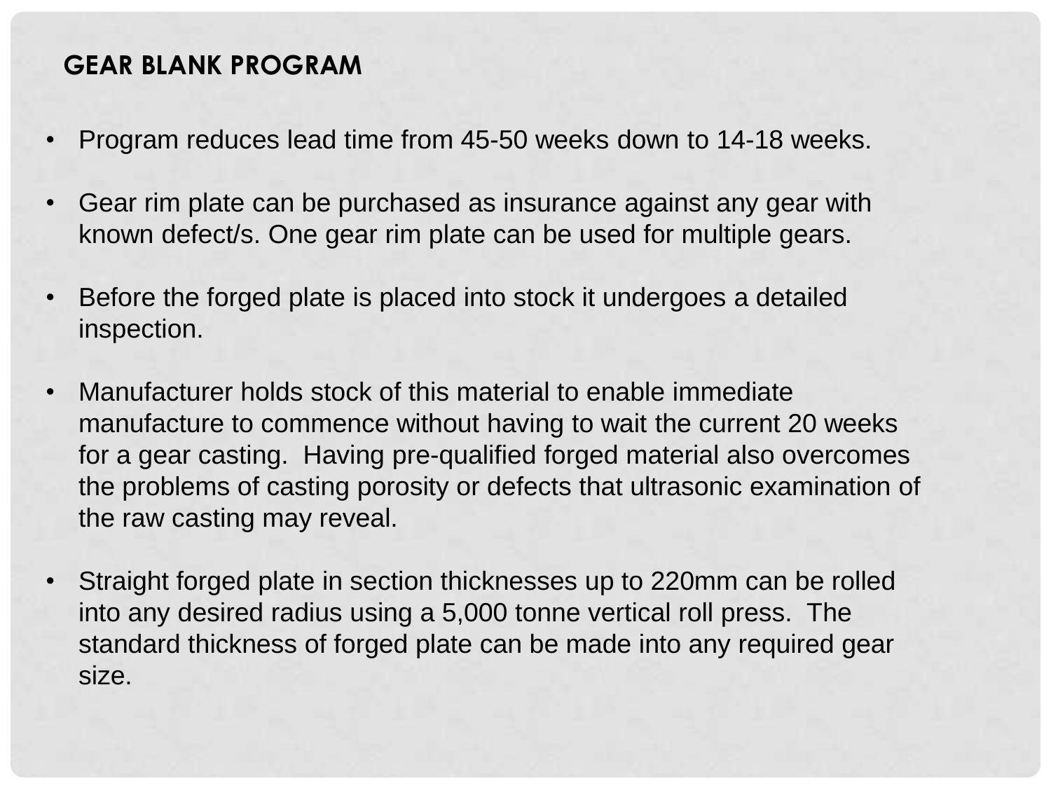## GEAR BLANK PROGRAM

- Program reduces lead time from 45-50 weeks down to 14-18 weeks.
- Gear rim plate can be purchased as insurance against any gear with known defect/s. One gear rim plate can be used for multiple gears.
- Before the forged plate is placed into stock it undergoes a detailed inspection.
- Manufacturer holds stock of this material to enable immediate manufacture to commence without having to wait the current 20 weeks for a gear casting. Having pre-qualified forged material also overcomes the problems of casting porosity or defects that ultrasonic examination of the raw casting may reveal.
- Straight forged plate in section thicknesses up to 220mm can be rolled into any desired radius using a 5,000 tonne vertical roll press. The standard thickness of forged plate can be made into any required gear size.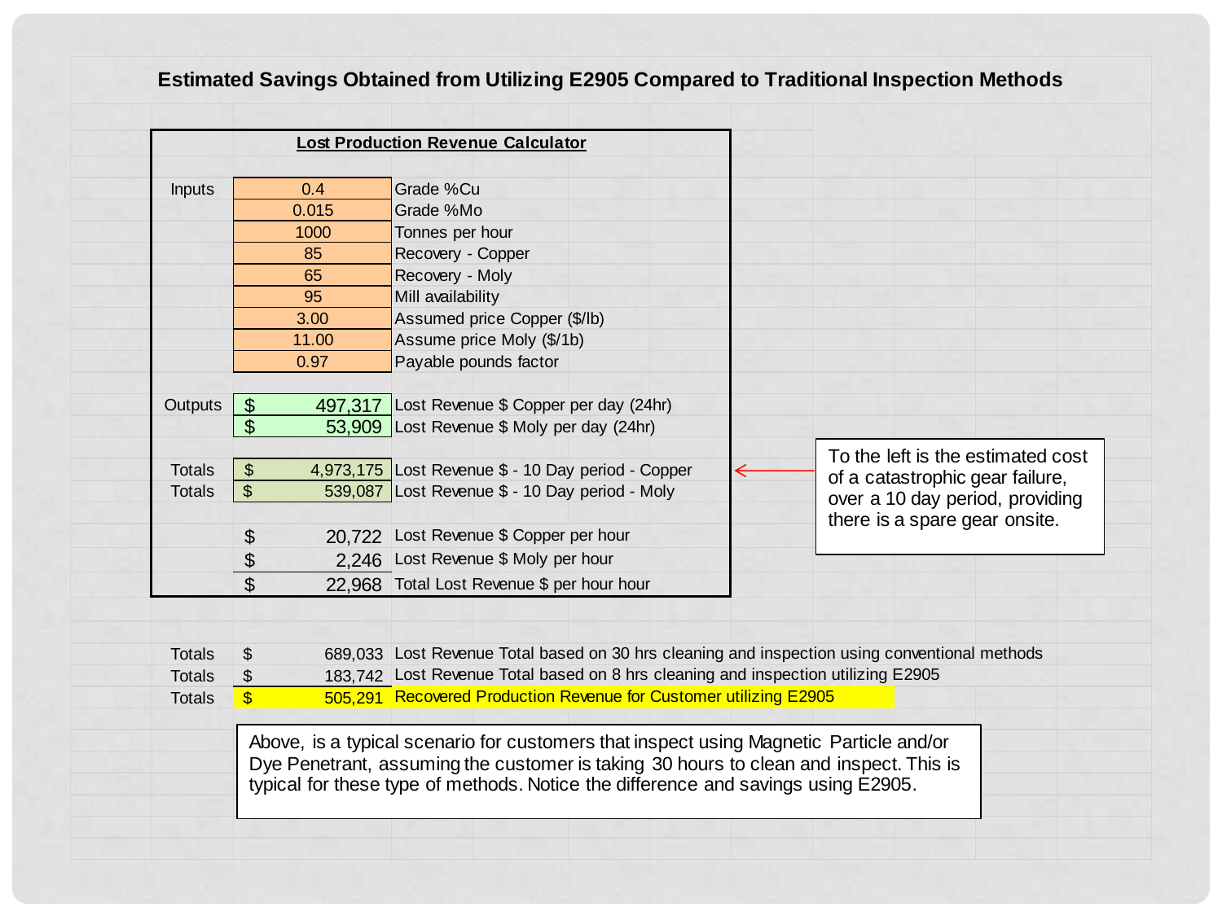## Estimated Savings Obtained from Utilizing E2905 Compared to Traditional Inspection Methods

**Lost Production Revenue Calculator**

| | Value | Description |
|---|---|---|
| Inputs | 0.4 | Grade %Cu |
| | 0.015 | Grade %Mo |
| | 1000 | Tonnes per hour |
| | 85 | Recovery - Copper |
| | 65 | Recovery - Moly |
| | 95 | Mill availability |
| | 3.00 | Assumed price Copper ($/lb) |
| | 11.00 | Assume price Moly ($/1b) |
| | 0.97 | Payable pounds factor |
| Outputs | $ 497,317 | Lost Revenue $ Copper per day (24hr) |
| | $ 53,909 | Lost Revenue $ Moly per day (24hr) |
| Totals | $ 4,973,175 | Lost Revenue $ - 10 Day period - Copper |
| Totals | $ 539,087 | Lost Revenue $ - 10 Day period - Moly |
| | $ 20,722 | Lost Revenue $ Copper per hour |
| | $ 2,246 | Lost Revenue $ Moly per hour |
| | $ 22,968 | Total Lost Revenue $ per hour hour |

To the left is the estimated cost of a catastrophic gear failure, over a 10 day period, providing there is a spare gear onsite.

| | Value | Description |
|---|---|---|
| Totals | $ 689,033 | Lost Revenue Total based on 30 hrs cleaning and inspection using conventional methods |
| Totals | $ 183,742 | Lost Revenue Total based on 8 hrs cleaning and inspection utilizing E2905 |
| Totals | $ 505,291 | Recovered Production Revenue for Customer utilizing E2905 |

Above, is a typical scenario for customers that inspect using Magnetic Particle and/or Dye Penetrant, assuming the customer is taking 30 hours to clean and inspect. This is typical for these type of methods. Notice the difference and savings using E2905.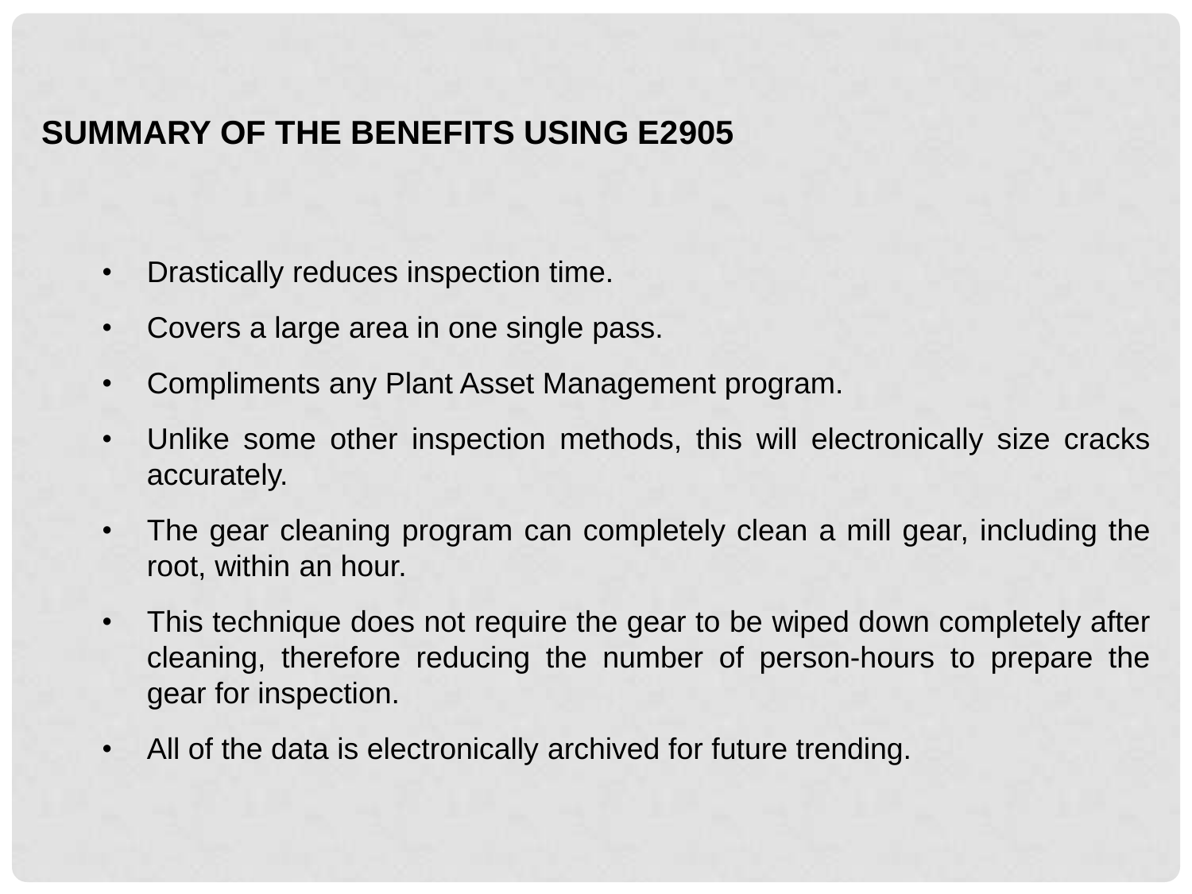## SUMMARY OF THE BENEFITS USING E2905

- Drastically reduces inspection time.
- Covers a large area in one single pass.
- Compliments any Plant Asset Management program.
- Unlike some other inspection methods, this will electronically size cracks accurately.
- The gear cleaning program can completely clean a mill gear, including the root, within an hour.
- This technique does not require the gear to be wiped down completely after cleaning, therefore reducing the number of person-hours to prepare the gear for inspection.
- All of the data is electronically archived for future trending.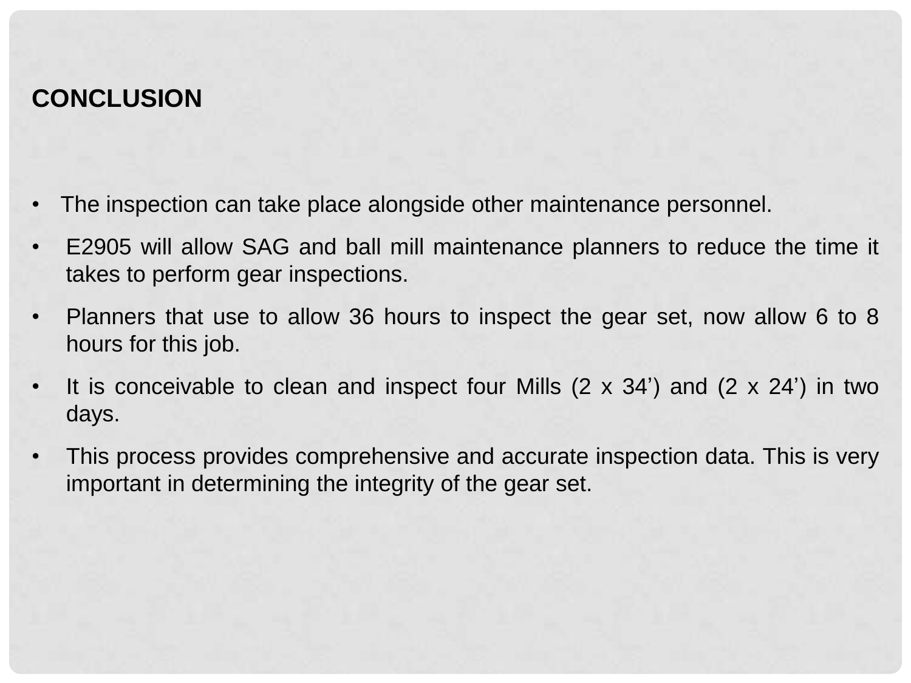## CONCLUSION

- The inspection can take place alongside other maintenance personnel.
- E2905 will allow SAG and ball mill maintenance planners to reduce the time it takes to perform gear inspections.
- Planners that use to allow 36 hours to inspect the gear set, now allow 6 to 8 hours for this job.
- It is conceivable to clean and inspect four Mills (2 x 34’) and (2 x 24’) in two days.
- This process provides comprehensive and accurate inspection data. This is very important in determining the integrity of the gear set.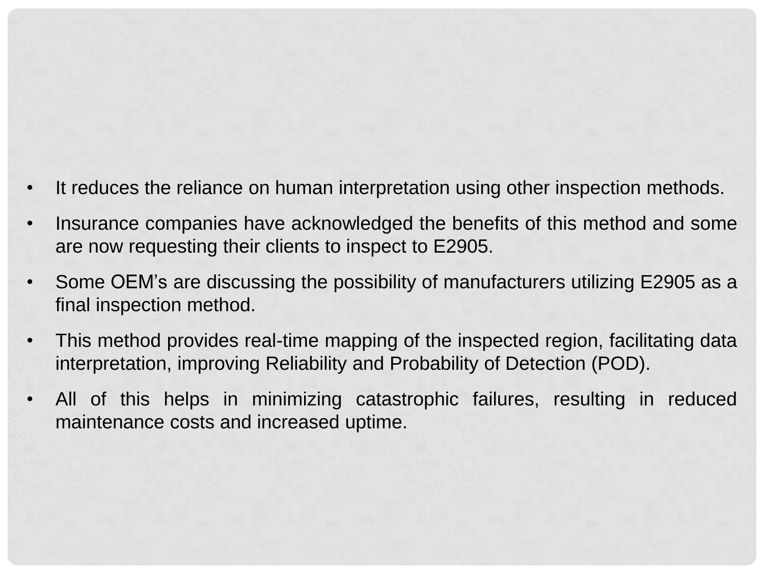- It reduces the reliance on human interpretation using other inspection methods.
- Insurance companies have acknowledged the benefits of this method and some are now requesting their clients to inspect to E2905.
- Some OEM's are discussing the possibility of manufacturers utilizing E2905 as a final inspection method.
- This method provides real-time mapping of the inspected region, facilitating data interpretation, improving Reliability and Probability of Detection (POD).
- All of this helps in minimizing catastrophic failures, resulting in reduced maintenance costs and increased uptime.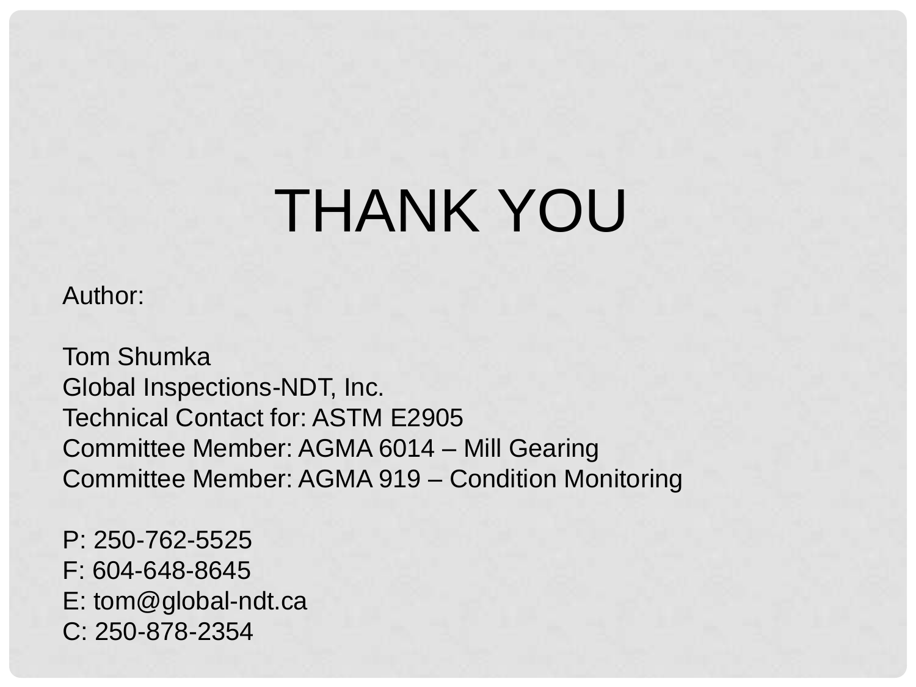# THANK YOU

Author:

Tom Shumka
Global Inspections-NDT, Inc.
Technical Contact for: ASTM E2905
Committee Member: AGMA 6014 – Mill Gearing
Committee Member: AGMA 919 – Condition Monitoring

P: 250-762-5525
F: 604-648-8645
E: tom@global-ndt.ca
C: 250-878-2354